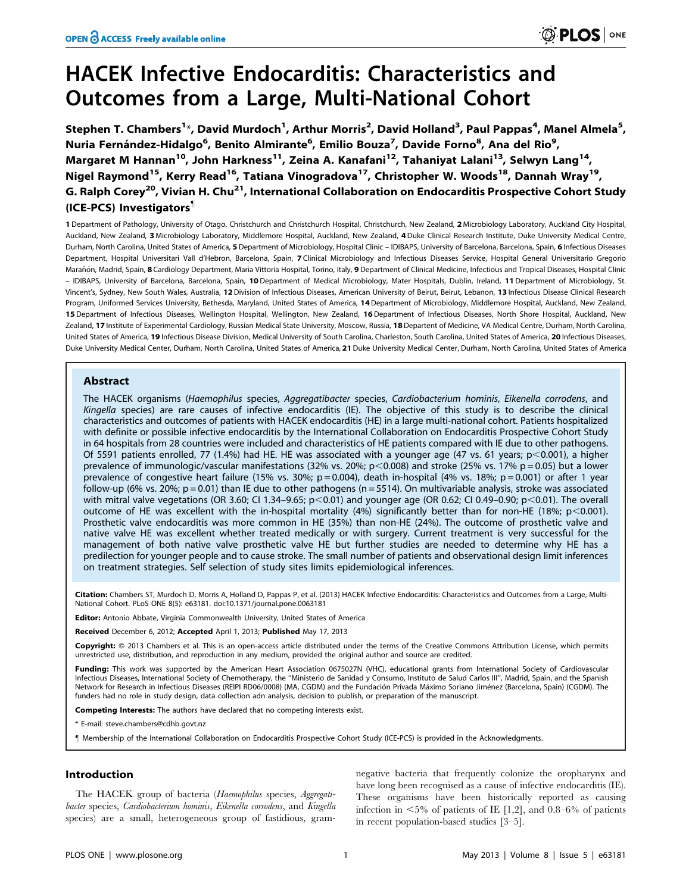# HACEK Infective Endocarditis: Characteristics and Outcomes from a Large, Multi-National Cohort

Stephen T. Chambers[1]*, David Murdoch[1], Arthur Morris[2], David Holland[3], Paul Pappas[4], Manel Almela[5], Nuria Fernández-Hidalgo[6], Benito Almirante[6], Emilio Bouza[7], Davide Forno[8], Ana del Rio[9], Margaret M Hannan[10], John Harkness[11], Zeina A. Kanafani[12], Tahaniyat Lalani[13], Selwyn Lang[14], Nigel Raymond[15], Kerry Read[16], Tatiana Vinogradova[17], Christopher W. Woods[18], Dannah Wray[19], G. Ralph Corey[20], Vivian H. Chu[21], International Collaboration on Endocarditis Prospective Cohort Study (ICE-PCS) Investigators¶

1 Department of Pathology, University of Otago, Christchurch and Christchurch Hospital, Christchurch, New Zealand, 2 Microbiology Laboratory, Auckland City Hospital, Auckland, New Zealand, 3 Microbiology Laboratory, Middlemore Hospital, Auckland, New Zealand, 4 Duke Clinical Research Institute, Duke University Medical Centre, Durham, North Carolina, United States of America, 5 Department of Microbiology, Hospital Clinic – IDIBAPS, University of Barcelona, Barcelona, Spain, 6 Infectious Diseases Department, Hospital Universitari Vall d'Hebron, Barcelona, Spain, 7 Clinical Microbiology and Infectious Diseases Service, Hospital General Universitario Gregorio Marañón, Madrid, Spain, 8 Cardiology Department, Maria Vittoria Hospital, Torino, Italy, 9 Department of Clinical Medicine, Infectious and Tropical Diseases, Hospital Clinic – IDIBAPS, University of Barcelona, Barcelona, Spain, 10 Department of Medical Microbiology, Mater Hospitals, Dublin, Ireland, 11 Department of Microbiology, St. Vincent's, Sydney, New South Wales, Australia, 12 Division of Infectious Diseases, American University of Beirut, Beirut, Lebanon, 13 Infectious Disease Clinical Research Program, Uniformed Services University, Bethesda, Maryland, United States of America, 14 Department of Microbiology, Middlemore Hospital, Auckland, New Zealand, 15 Department of Infectious Diseases, Wellington Hospital, Wellington, New Zealand, 16 Department of Infectious Diseases, North Shore Hospital, Auckland, New Zealand, 17 Institute of Experimental Cardiology, Russian Medical State University, Moscow, Russia, 18 Depertent of Medicine, VA Medical Centre, Durham, North Carolina, United States of America, 19 Infectious Disease Division, Medical University of South Carolina, Charleston, South Carolina, United States of America, 20 Infectious Diseases, Duke University Medical Center, Durham, North Carolina, United States of America, 21 Duke University Medical Center, Durham, North Carolina, United States of America

## Abstract

The HACEK organisms (*Haemophilus* species, *Aggregatibacter* species, *Cardiobacterium hominis*, *Eikenella corrodens*, and *Kingella* species) are rare causes of infective endocarditis (IE). The objective of this study is to describe the clinical characteristics and outcomes of patients with HACEK endocarditis (HE) in a large multi-national cohort. Patients hospitalized with definite or possible infective endocarditis by the International Collaboration on Endocarditis Prospective Cohort Study in 64 hospitals from 28 countries were included and characteristics of HE patients compared with IE due to other pathogens. Of 5591 patients enrolled, 77 (1.4%) had HE. HE was associated with a younger age (47 vs. 61 years; $p<0.001$), a higher prevalence of immunologic/vascular manifestations (32% vs. 20%; $p<0.008$) and stroke (25% vs. 17% $p=0.05$) but a lower prevalence of congestive heart failure (15% vs. 30%; $p=0.004$), death in-hospital (4% vs. 18%; $p=0.001$) or after 1 year follow-up (6% vs. 20%; $p=0.01$) than IE due to other pathogens ($n=5514$). On multivariable analysis, stroke was associated with mitral valve vegetations (OR 3.60; CI 1.34–9.65; $p<0.01$) and younger age (OR 0.62; CI 0.49–0.90; $p<0.01$). The overall outcome of HE was excellent with the in-hospital mortality (4%) significantly better than for non-HE (18%; $p<0.001$). Prosthetic valve endocarditis was more common in HE (35%) than non-HE (24%). The outcome of prosthetic valve and native valve HE was excellent whether treated medically or with surgery. Current treatment is very successful for the management of both native valve prosthetic valve HE but further studies are needed to determine why HE has a predilection for younger people and to cause stroke. The small number of patients and observational design limit inferences on treatment strategies. Self selection of study sites limits epidemiological inferences.

**Citation:** Chambers ST, Murdoch D, Morris A, Holland D, Pappas P, et al. (2013) HACEK Infective Endocarditis: Characteristics and Outcomes from a Large, Multi-National Cohort. PLoS ONE 8(5): e63181. doi:10.1371/journal.pone.0063181

**Editor:** Antonio Abbate, Virginia Commonwealth University, United States of America

**Received** December 6, 2012; **Accepted** April 1, 2013; **Published** May 17, 2013

**Copyright:** © 2013 Chambers et al. This is an open-access article distributed under the terms of the Creative Commons Attribution License, which permits unrestricted use, distribution, and reproduction in any medium, provided the original author and source are credited.

**Funding:** This work was supported by the American Heart Association 0675027N (VHC), educational grants from International Society of Cardiovascular Infectious Diseases, International Society of Chemotherapy, the "Ministerio de Sanidad y Consumo, Instituto de Salud Carlos III", Madrid, Spain, and the Spanish Network for Research in Infectious Diseases (REIPI RD06/0008) (MA, CGDM) and the Fundación Privada Máximo Soriano Jiménez (Barcelona, Spain) (CGDM). The funders had no role in study design, data collection adn analysis, decision to publish, or preparation of the manuscript.

**Competing Interests:** The authors have declared that no competing interests exist.

\* E-mail: steve.chambers@cdhb.govt.nz

¶ Membership of the International Collaboration on Endocarditis Prospective Cohort Study (ICE-PCS) is provided in the Acknowledgments.

## Introduction

The HACEK group of bacteria (*Haemophilus* species, *Aggregatibacter* species, *Cardiobacterium hominis*, *Eikenella corrodens*, and *Kingella* species) are a small, heterogeneous group of fastidious, gram-negative bacteria that frequently colonize the oropharynx and have long been recognised as a cause of infective endocarditis (IE). These organisms have been historically reported as causing infection in <5% of patients of IE [1,2], and 0.8–6% of patients in recent population-based studies [3–5].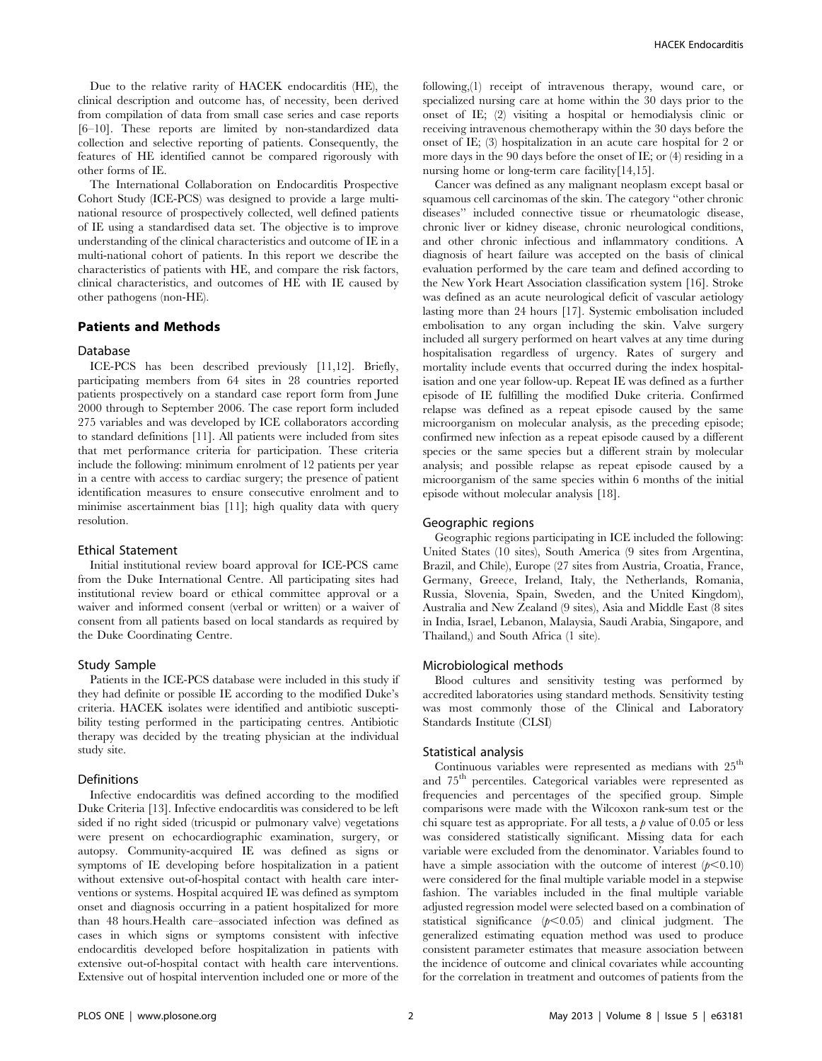Due to the relative rarity of HACEK endocarditis (HE), the clinical description and outcome has, of necessity, been derived from compilation of data from small case series and case reports [6–10]. These reports are limited by non-standardized data collection and selective reporting of patients. Consequently, the features of HE identified cannot be compared rigorously with other forms of IE.

The International Collaboration on Endocarditis Prospective Cohort Study (ICE-PCS) was designed to provide a large multinational resource of prospectively collected, well defined patients of IE using a standardised data set. The objective is to improve understanding of the clinical characteristics and outcome of IE in a multi-national cohort of patients. In this report we describe the characteristics of patients with HE, and compare the risk factors, clinical characteristics, and outcomes of HE with IE caused by other pathogens (non-HE).

## Patients and Methods

### Database

ICE-PCS has been described previously [11,12]. Briefly, participating members from 64 sites in 28 countries reported patients prospectively on a standard case report form from June 2000 through to September 2006. The case report form included 275 variables and was developed by ICE collaborators according to standard definitions [11]. All patients were included from sites that met performance criteria for participation. These criteria include the following: minimum enrolment of 12 patients per year in a centre with access to cardiac surgery; the presence of patient identification measures to ensure consecutive enrolment and to minimise ascertainment bias [11]; high quality data with query resolution.

### Ethical Statement

Initial institutional review board approval for ICE-PCS came from the Duke International Centre. All participating sites had institutional review board or ethical committee approval or a waiver and informed consent (verbal or written) or a waiver of consent from all patients based on local standards as required by the Duke Coordinating Centre.

### Study Sample

Patients in the ICE-PCS database were included in this study if they had definite or possible IE according to the modified Duke's criteria. HACEK isolates were identified and antibiotic susceptibility testing performed in the participating centres. Antibiotic therapy was decided by the treating physician at the individual study site.

### Definitions

Infective endocarditis was defined according to the modified Duke Criteria [13]. Infective endocarditis was considered to be left sided if no right sided (tricuspid or pulmonary valve) vegetations were present on echocardiographic examination, surgery, or autopsy. Community-acquired IE was defined as signs or symptoms of IE developing before hospitalization in a patient without extensive out-of-hospital contact with health care interventions or systems. Hospital acquired IE was defined as symptom onset and diagnosis occurring in a patient hospitalized for more than 48 hours.Health care–associated infection was defined as cases in which signs or symptoms consistent with infective endocarditis developed before hospitalization in patients with extensive out-of-hospital contact with health care interventions. Extensive out of hospital intervention included one or more of the following,(1) receipt of intravenous therapy, wound care, or specialized nursing care at home within the 30 days prior to the onset of IE; (2) visiting a hospital or hemodialysis clinic or receiving intravenous chemotherapy within the 30 days before the onset of IE; (3) hospitalization in an acute care hospital for 2 or more days in the 90 days before the onset of IE; or (4) residing in a nursing home or long-term care facility[14,15].

Cancer was defined as any malignant neoplasm except basal or squamous cell carcinomas of the skin. The category ''other chronic diseases'' included connective tissue or rheumatologic disease, chronic liver or kidney disease, chronic neurological conditions, and other chronic infectious and inflammatory conditions. A diagnosis of heart failure was accepted on the basis of clinical evaluation performed by the care team and defined according to the New York Heart Association classification system [16]. Stroke was defined as an acute neurological deficit of vascular aetiology lasting more than 24 hours [17]. Systemic embolisation included embolisation to any organ including the skin. Valve surgery included all surgery performed on heart valves at any time during hospitalisation regardless of urgency. Rates of surgery and mortality include events that occurred during the index hospitalisation and one year follow-up. Repeat IE was defined as a further episode of IE fulfilling the modified Duke criteria. Confirmed relapse was defined as a repeat episode caused by the same microorganism on molecular analysis, as the preceding episode; confirmed new infection as a repeat episode caused by a different species or the same species but a different strain by molecular analysis; and possible relapse as repeat episode caused by a microorganism of the same species within 6 months of the initial episode without molecular analysis [18].

### Geographic regions

Geographic regions participating in ICE included the following: United States (10 sites), South America (9 sites from Argentina, Brazil, and Chile), Europe (27 sites from Austria, Croatia, France, Germany, Greece, Ireland, Italy, the Netherlands, Romania, Russia, Slovenia, Spain, Sweden, and the United Kingdom), Australia and New Zealand (9 sites), Asia and Middle East (8 sites in India, Israel, Lebanon, Malaysia, Saudi Arabia, Singapore, and Thailand,) and South Africa (1 site).

### Microbiological methods

Blood cultures and sensitivity testing was performed by accredited laboratories using standard methods. Sensitivity testing was most commonly those of the Clinical and Laboratory Standards Institute (CLSI)

### Statistical analysis

Continuous variables were represented as medians with 25$^{th}$ and 75$^{th}$ percentiles. Categorical variables were represented as frequencies and percentages of the specified group. Simple comparisons were made with the Wilcoxon rank-sum test or the chi square test as appropriate. For all tests, a $p$ value of 0.05 or less was considered statistically significant. Missing data for each variable were excluded from the denominator. Variables found to have a simple association with the outcome of interest ($p<0.10$) were considered for the final multiple variable model in a stepwise fashion. The variables included in the final multiple variable adjusted regression model were selected based on a combination of statistical significance ($p<0.05$) and clinical judgment. The generalized estimating equation method was used to produce consistent parameter estimates that measure association between the incidence of outcome and clinical covariates while accounting for the correlation in treatment and outcomes of patients from the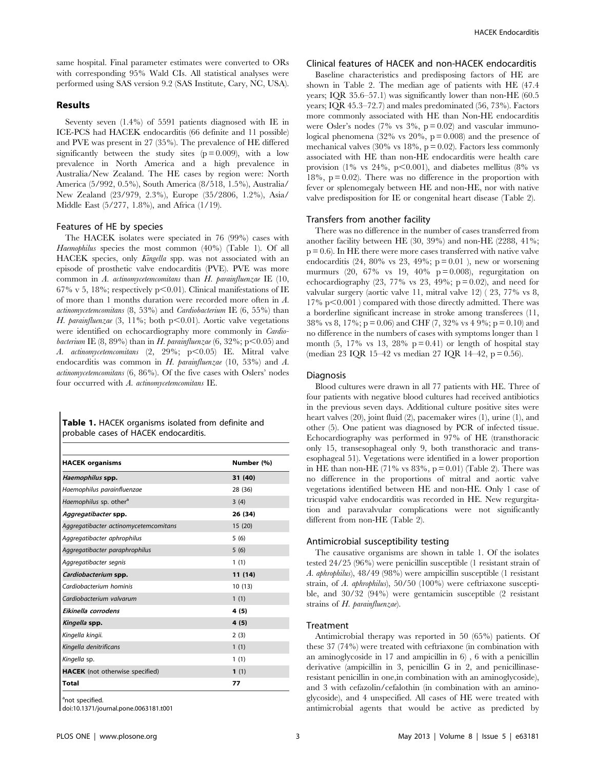same hospital. Final parameter estimates were converted to ORs with corresponding 95% Wald CIs. All statistical analyses were performed using SAS version 9.2 (SAS Institute, Cary, NC, USA).

## Results

Seventy seven (1.4%) of 5591 patients diagnosed with IE in ICE-PCS had HACEK endocarditis (66 definite and 11 possible) and PVE was present in 27 (35%). The prevalence of HE differed significantly between the study sites ($p = 0.009$), with a low prevalence in North America and a high prevalence in Australia/New Zealand. The HE cases by region were: North America (5/992, 0.5%), South America (8/518, 1.5%), Australia/New Zealand (23/979, 2.3%), Europe (35/2806, 1.2%), Asia/Middle East (5/277, 1.8%), and Africa (1/19).

### Features of HE by species

The HACEK isolates were speciated in 76 (99%) cases with *Haemophilus* species the most common (40%) (Table 1). Of all HACEK species, only *Kingella* spp. was not associated with an episode of prosthetic valve endocarditis (PVE). PVE was more common in *A. actinomycetemcomitans* than *H. parainfluenzae* IE (10, 67% v 5, 18%; respectively $p<0.01$). Clinical manifestations of IE of more than 1 months duration were recorded more often in *A. actinomycetemcomitans* (8, 53%) and *Cardiobacterium* IE (6, 55%) than *H. parainfluenzae* (3, 11%; both $p<0.01$). Aortic valve vegetations were identified on echocardiography more commonly in *Cardiobacterium* IE (8, 89%) than in *H. parainfluenzae* (6, 32%; $p<0.05$) and *A. actinomycetemcomitans* (2, 29%; $p<0.05$) IE. Mitral valve endocarditis was common in *H. parainfluenzae* (10, 53%) and *A. actinomycetemcomitans* (6, 86%). Of the five cases with Oslers' nodes four occurred with *A. actinomycetemcomitans* IE.

**Table 1.** HACEK organisms isolated from definite and probable cases of HACEK endocarditis.

| HACEK organisms | Number (%) |
|---|---|
| ***Haemophilus* spp.** | **31 (40)** |
| *Haemophilus parainfluenzae* | 28 (36) |
| *Haemophilus* sp. other[a] | 3 (4) |
| ***Aggregatibacter* spp.** | **26 (34)** |
| *Aggregatibacter actinomycetemcomitans* | 15 (20) |
| *Aggregatibacter aphrophilus* | 5 (6) |
| *Aggregatibacter paraphrophilus* | 5 (6) |
| *Aggregatibacter segnis* | 1 (1) |
| ***Cardiobacterium* spp.** | **11 (14)** |
| *Cardiobacterium hominis* | 10 (13) |
| *Cardiobacterium valvarum* | 1 (1) |
| ***Eikinella corrodens*** | **4 (5)** |
| ***Kingella* spp.** | **4 (5)** |
| *Kingella kingii.* | 2 (3) |
| *Kingella denitrificans* | 1 (1) |
| *Kingella* sp. | 1 (1) |
| **HACEK** (not otherwise specified) | **1** (1) |
| **Total** | **77** |

[a]not specified.

doi:10.1371/journal.pone.0063181.t001

### Clinical features of HACEK and non-HACEK endocarditis

Baseline characteristics and predisposing factors of HE are shown in Table 2. The median age of patients with HE (47.4 years; IQR 35.6–57.1) was significantly lower than non-HE (60.5 years; IQR 45.3–72.7) and males predominated (56, 73%). Factors more commonly associated with HE than Non-HE endocarditis were Osler's nodes (7% vs 3%, $p = 0.02$) and vascular immunological phenomena (32% vs 20%, $p = 0.008$) and the presence of mechanical valves (30% vs 18%, $p = 0.02$). Factors less commonly associated with HE than non-HE endocarditis were health care provision (1% vs 24%, $p<0.001$), and diabetes mellitus (8% vs 18%, $p = 0.02$). There was no difference in the proportion with fever or splenomegaly between HE and non-HE, nor with native valve predisposition for IE or congenital heart disease (Table 2).

### Transfers from another facility

There was no difference in the number of cases transferred from another facility between HE (30, 39%) and non-HE (2288, 41%; $p = 0.6$). In HE there were more cases transferred with native valve endocarditis (24, 80% vs 23, 49%; $p = 0.01$ ), new or worsening murmurs (20, 67% vs 19, 40% $p = 0.008$), regurgitation on echocardiography (23, 77% vs 23, 49%; $p = 0.02$), and need for valvular surgery (aortic valve 11, mitral valve 12) ( 23, 77% vs 8, 17% $p<0.001$ ) compared with those directly admitted. There was a borderline significant increase in stroke among transferees (11, 38% vs 8, 17%; $p = 0.06$) and CHF (7, 32% vs 4 9%; $p = 0.10$) and no difference in the numbers of cases with symptoms longer than 1 month (5, 17% vs 13, 28% $p = 0.41$) or length of hospital stay (median 23 IQR 15–42 vs median 27 IQR 14–42, $p = 0.56$).

### Diagnosis

Blood cultures were drawn in all 77 patients with HE. Three of four patients with negative blood cultures had received antibiotics in the previous seven days. Additional culture positive sites were heart valves (20), joint fluid (2), pacemaker wires (1), urine (1), and other (5). One patient was diagnosed by PCR of infected tissue. Echocardiography was performed in 97% of HE (transthoracic only 15, transesophageal only 9, both transthoracic and transesophageal 51). Vegetations were identified in a lower proportion in HE than non-HE (71% vs 83%, $p = 0.01$) (Table 2). There was no difference in the proportions of mitral and aortic valve vegetations identified between HE and non-HE. Only 1 case of tricuspid valve endocarditis was recorded in HE. New regurgitation and paravalvular complications were not significantly different from non-HE (Table 2).

### Antimicrobial susceptibility testing

The causative organisms are shown in table 1. Of the isolates tested 24/25 (96%) were penicillin susceptible (1 resistant strain of *A. aphrophilus*), 48/49 (98%) were ampicillin susceptible (1 resistant strain, of *A. aphrophilus*), 50/50 (100%) were ceftriaxone susceptible, and 30/32 (94%) were gentamicin susceptible (2 resistant strains of *H. parainfluenzae*).

### Treatment

Antimicrobial therapy was reported in 50 (65%) patients. Of these 37 (74%) were treated with ceftriaxone (in combination with an aminoglycoside in 17 and ampicillin in 6) , 6 with a penicillin derivative (ampicillin in 3, penicillin G in 2, and penicillinase-resistant penicillin in one,in combination with an aminoglycoside), and 3 with cefazolin/cefalothin (in combination with an aminoglycoside), and 4 unspecified. All cases of HE were treated with antimicrobial agents that would be active as predicted by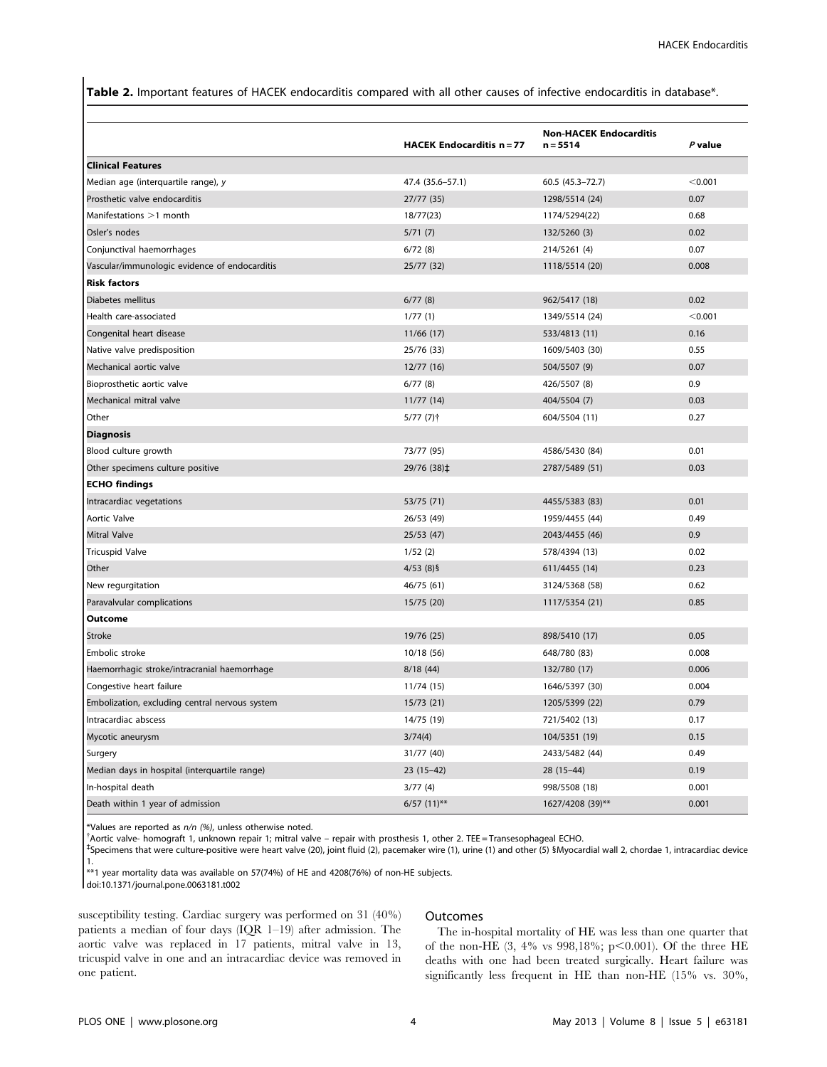**Table 2.** Important features of HACEK endocarditis compared with all other causes of infective endocarditis in database*.

| | HACEK Endocarditis n = 77 | Non-HACEK Endocarditis n = 5514 | P value |
|---|---|---|---|
| **Clinical Features** | | | |
| Median age (interquartile range), y | 47.4 (35.6–57.1) | 60.5 (45.3–72.7) | <0.001 |
| Prosthetic valve endocarditis | 27/77 (35) | 1298/5514 (24) | 0.07 |
| Manifestations >1 month | 18/77(23) | 1174/5294(22) | 0.68 |
| Osler's nodes | 5/71 (7) | 132/5260 (3) | 0.02 |
| Conjunctival haemorrhages | 6/72 (8) | 214/5261 (4) | 0.07 |
| Vascular/immunologic evidence of endocarditis | 25/77 (32) | 1118/5514 (20) | 0.008 |
| **Risk factors** | | | |
| Diabetes mellitus | 6/77 (8) | 962/5417 (18) | 0.02 |
| Health care-associated | 1/77 (1) | 1349/5514 (24) | <0.001 |
| Congenital heart disease | 11/66 (17) | 533/4813 (11) | 0.16 |
| Native valve predisposition | 25/76 (33) | 1609/5403 (30) | 0.55 |
| Mechanical aortic valve | 12/77 (16) | 504/5507 (9) | 0.07 |
| Bioprosthetic aortic valve | 6/77 (8) | 426/5507 (8) | 0.9 |
| Mechanical mitral valve | 11/77 (14) | 404/5504 (7) | 0.03 |
| Other | 5/77 (7)† | 604/5504 (11) | 0.27 |
| **Diagnosis** | | | |
| Blood culture growth | 73/77 (95) | 4586/5430 (84) | 0.01 |
| Other specimens culture positive | 29/76 (38)‡ | 2787/5489 (51) | 0.03 |
| **ECHO findings** | | | |
| Intracardiac vegetations | 53/75 (71) | 4455/5383 (83) | 0.01 |
| Aortic Valve | 26/53 (49) | 1959/4455 (44) | 0.49 |
| Mitral Valve | 25/53 (47) | 2043/4455 (46) | 0.9 |
| Tricuspid Valve | 1/52 (2) | 578/4394 (13) | 0.02 |
| Other | 4/53 (8)§ | 611/4455 (14) | 0.23 |
| New regurgitation | 46/75 (61) | 3124/5368 (58) | 0.62 |
| Paravalvular complications | 15/75 (20) | 1117/5354 (21) | 0.85 |
| **Outcome** | | | |
| Stroke | 19/76 (25) | 898/5410 (17) | 0.05 |
| Embolic stroke | 10/18 (56) | 648/780 (83) | 0.008 |
| Haemorrhagic stroke/intracranial haemorrhage | 8/18 (44) | 132/780 (17) | 0.006 |
| Congestive heart failure | 11/74 (15) | 1646/5397 (30) | 0.004 |
| Embolization, excluding central nervous system | 15/73 (21) | 1205/5399 (22) | 0.79 |
| Intracardiac abscess | 14/75 (19) | 721/5402 (13) | 0.17 |
| Mycotic aneurysm | 3/74(4) | 104/5351 (19) | 0.15 |
| Surgery | 31/77 (40) | 2433/5482 (44) | 0.49 |
| Median days in hospital (interquartile range) | 23 (15–42) | 28 (15–44) | 0.19 |
| In-hospital death | 3/77 (4) | 998/5508 (18) | 0.001 |
| Death within 1 year of admission | 6/57 (11)** | 1627/4208 (39)** | 0.001 |

*Values are reported as *n/n (%)*, unless otherwise noted.
†Aortic valve- homograft 1, unknown repair 1; mitral valve – repair with prosthesis 1, other 2. TEE = Transesophageal ECHO.
‡Specimens that were culture-positive were heart valve (20), joint fluid (2), pacemaker wire (1), urine (1) and other (5) §Myocardial wall 2, chordae 1, intracardiac device 1.
**1 year mortality data was available on 57(74%) of HE and 4208(76%) of non-HE subjects.
doi:10.1371/journal.pone.0063181.t002

susceptibility testing. Cardiac surgery was performed on 31 (40%) patients a median of four days (IQR 1–19) after admission. The aortic valve was replaced in 17 patients, mitral valve in 13, tricuspid valve in one and an intracardiac device was removed in one patient.

### Outcomes

The in-hospital mortality of HE was less than one quarter that of the non-HE (3, 4% vs 998,18%; $p<0.001$). Of the three HE deaths with one had been treated surgically. Heart failure was significantly less frequent in HE than non-HE (15% vs. 30%,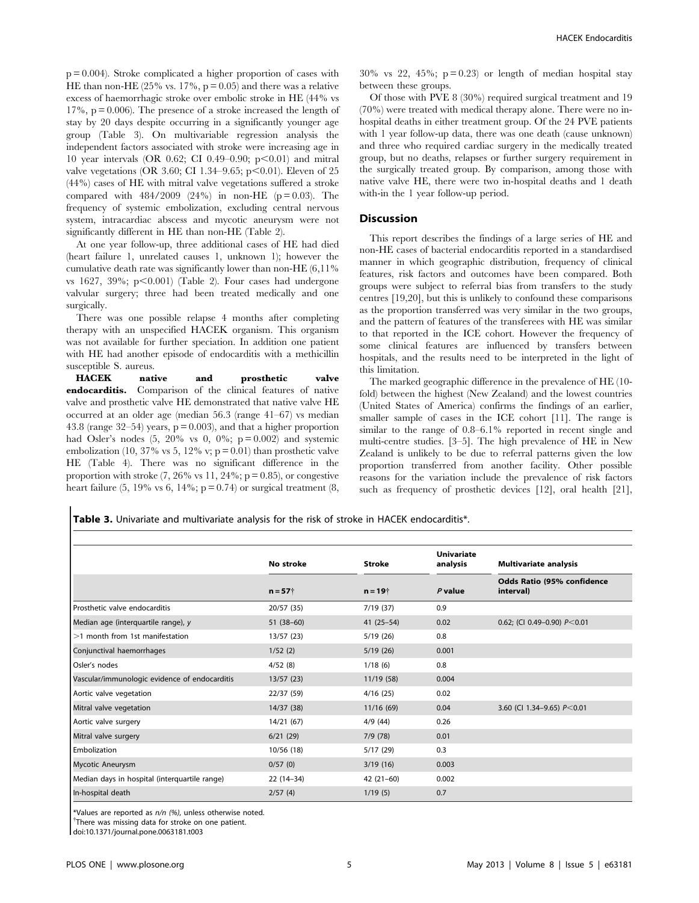p = 0.004). Stroke complicated a higher proportion of cases with HE than non-HE (25% vs. 17%, p = 0.05) and there was a relative excess of haemorrhagic stroke over embolic stroke in HE (44% vs 17%, p = 0.006). The presence of a stroke increased the length of stay by 20 days despite occurring in a significantly younger age group (Table 3). On multivariable regression analysis the independent factors associated with stroke were increasing age in 10 year intervals (OR 0.62; CI 0.49–0.90; p<0.01) and mitral valve vegetations (OR 3.60; CI 1.34–9.65; p<0.01). Eleven of 25 (44%) cases of HE with mitral valve vegetations suffered a stroke compared with 484/2009 (24%) in non-HE (p = 0.03). The frequency of systemic embolization, excluding central nervous system, intracardiac abscess and mycotic aneurysm were not significantly different in HE than non-HE (Table 2).

At one year follow-up, three additional cases of HE had died (heart failure 1, unrelated causes 1, unknown 1); however the cumulative death rate was significantly lower than non-HE (6,11% vs 1627, 39%; p<0.001) (Table 2). Four cases had undergone valvular surgery; three had been treated medically and one surgically.

There was one possible relapse 4 months after completing therapy with an unspecified HACEK organism. This organism was not available for further speciation. In addition one patient with HE had another episode of endocarditis with a methicillin susceptible S. aureus.

**HACEK native and prosthetic valve endocarditis.** Comparison of the clinical features of native valve and prosthetic valve HE demonstrated that native valve HE occurred at an older age (median 56.3 (range 41–67) vs median 43.8 (range 32–54) years, p = 0.003), and that a higher proportion had Osler's nodes (5, 20% vs 0, 0%; p = 0.002) and systemic embolization (10, 37% vs 5, 12% v; p = 0.01) than prosthetic valve HE (Table 4). There was no significant difference in the proportion with stroke (7, 26% vs 11, 24%; p = 0.85), or congestive heart failure (5, 19% vs 6, 14%; p = 0.74) or surgical treatment (8, 30% vs 22, 45%; p = 0.23) or length of median hospital stay between these groups.

Of those with PVE 8 (30%) required surgical treatment and 19 (70%) were treated with medical therapy alone. There were no in-hospital deaths in either treatment group. Of the 24 PVE patients with 1 year follow-up data, there was one death (cause unknown) and three who required cardiac surgery in the medically treated group, but no deaths, relapses or further surgery requirement in the surgically treated group. By comparison, among those with native valve HE, there were two in-hospital deaths and 1 death with-in the 1 year follow-up period.

## Discussion

This report describes the findings of a large series of HE and non-HE cases of bacterial endocarditis reported in a standardised manner in which geographic distribution, frequency of clinical features, risk factors and outcomes have been compared. Both groups were subject to referral bias from transfers to the study centres [19,20], but this is unlikely to confound these comparisons as the proportion transferred was very similar in the two groups, and the pattern of features of the transferees with HE was similar to that reported in the ICE cohort. However the frequency of some clinical features are influenced by transfers between hospitals, and the results need to be interpreted in the light of this limitation.

The marked geographic difference in the prevalence of HE (10-fold) between the highest (New Zealand) and the lowest countries (United States of America) confirms the findings of an earlier, smaller sample of cases in the ICE cohort [11]. The range is similar to the range of 0.8–6.1% reported in recent single and multi-centre studies. [3–5]. The high prevalence of HE in New Zealand is unlikely to be due to referral patterns given the low proportion transferred from another facility. Other possible reasons for the variation include the prevalence of risk factors such as frequency of prosthetic devices [12], oral health [21],

**Table 3.** Univariate and multivariate analysis for the risk of stroke in HACEK endocarditis*.

| | No stroke | Stroke | Univariate analysis | Multivariate analysis |
|---|---|---|---|---|
| | n = 57† | n = 19† | *P* value | Odds Ratio (95% confidence interval) |
| Prosthetic valve endocarditis | 20/57 (35) | 7/19 (37) | 0.9 | |
| Median age (interquartile range), *y* | 51 (38–60) | 41 (25–54) | 0.02 | 0.62; (CI 0.49–0.90) *P*<0.01 |
| >1 month from 1st manifestation | 13/57 (23) | 5/19 (26) | 0.8 | |
| Conjunctival haemorrhages | 1/52 (2) | 5/19 (26) | 0.001 | |
| Osler's nodes | 4/52 (8) | 1/18 (6) | 0.8 | |
| Vascular/immunologic evidence of endocarditis | 13/57 (23) | 11/19 (58) | 0.004 | |
| Aortic valve vegetation | 22/37 (59) | 4/16 (25) | 0.02 | |
| Mitral valve vegetation | 14/37 (38) | 11/16 (69) | 0.04 | 3.60 (CI 1.34–9.65) *P*<0.01 |
| Aortic valve surgery | 14/21 (67) | 4/9 (44) | 0.26 | |
| Mitral valve surgery | 6/21 (29) | 7/9 (78) | 0.01 | |
| Embolization | 10/56 (18) | 5/17 (29) | 0.3 | |
| Mycotic Aneurysm | 0/57 (0) | 3/19 (16) | 0.003 | |
| Median days in hospital (interquartile range) | 22 (14–34) | 42 (21–60) | 0.002 | |
| In-hospital death | 2/57 (4) | 1/19 (5) | 0.7 | |

*Values are reported as *n/n (%)*, unless otherwise noted.
†There was missing data for stroke on one patient.
doi:10.1371/journal.pone.0063181.t003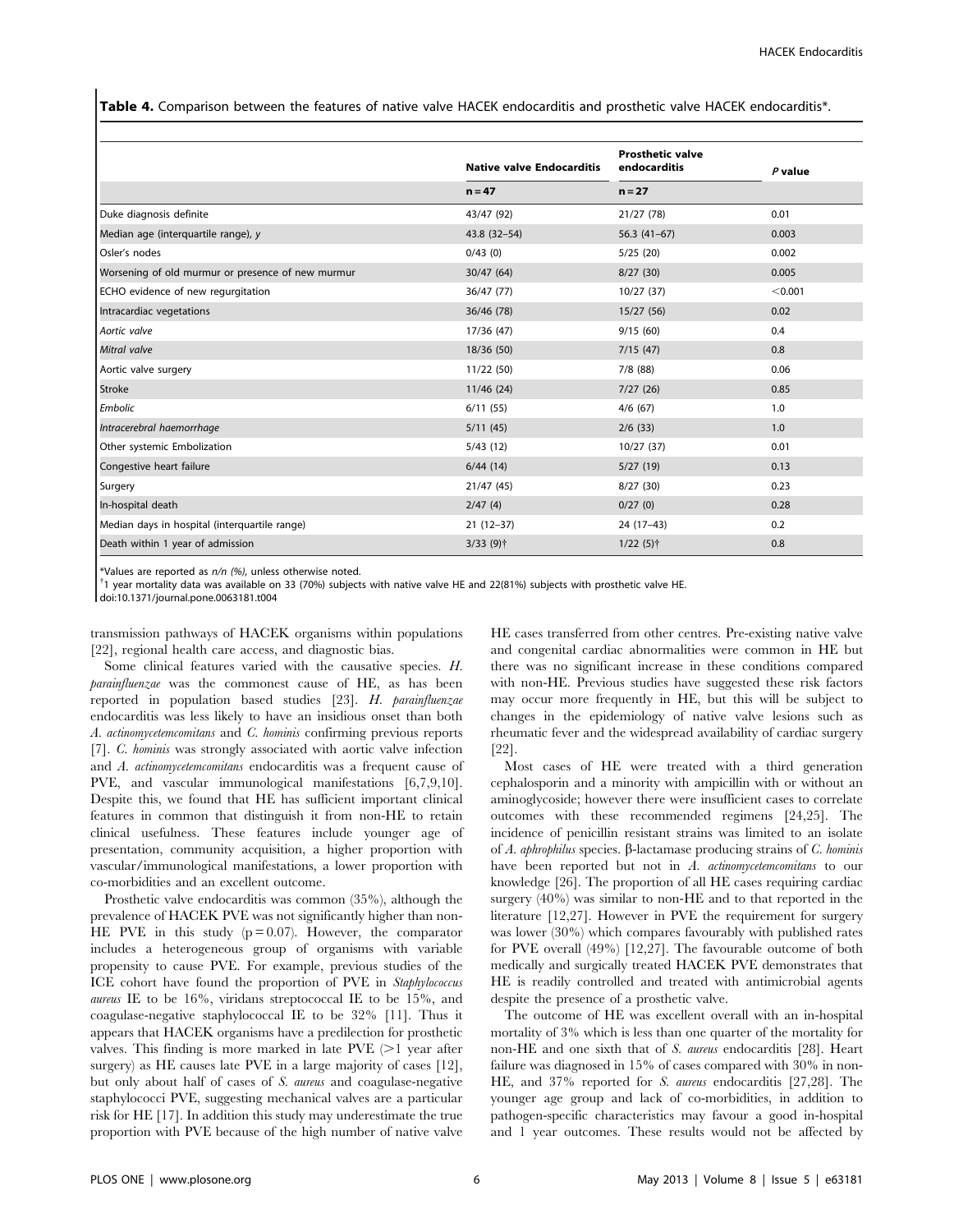**Table 4.** Comparison between the features of native valve HACEK endocarditis and prosthetic valve HACEK endocarditis*.

| | Native valve Endocarditis | Prosthetic valve endocarditis | *P* value |
|---|---|---|---|
| | n = 47 | n = 27 | |
| Duke diagnosis definite | 43/47 (92) | 21/27 (78) | 0.01 |
| Median age (interquartile range), y | 43.8 (32–54) | 56.3 (41–67) | 0.003 |
| Osler's nodes | 0/43 (0) | 5/25 (20) | 0.002 |
| Worsening of old murmur or presence of new murmur | 30/47 (64) | 8/27 (30) | 0.005 |
| ECHO evidence of new regurgitation | 36/47 (77) | 10/27 (37) | <0.001 |
| Intracardiac vegetations | 36/46 (78) | 15/27 (56) | 0.02 |
| *Aortic valve* | 17/36 (47) | 9/15 (60) | 0.4 |
| *Mitral valve* | 18/36 (50) | 7/15 (47) | 0.8 |
| Aortic valve surgery | 11/22 (50) | 7/8 (88) | 0.06 |
| Stroke | 11/46 (24) | 7/27 (26) | 0.85 |
| *Embolic* | 6/11 (55) | 4/6 (67) | 1.0 |
| *Intracerebral haemorrhage* | 5/11 (45) | 2/6 (33) | 1.0 |
| Other systemic Embolization | 5/43 (12) | 10/27 (37) | 0.01 |
| Congestive heart failure | 6/44 (14) | 5/27 (19) | 0.13 |
| Surgery | 21/47 (45) | 8/27 (30) | 0.23 |
| In-hospital death | 2/47 (4) | 0/27 (0) | 0.28 |
| Median days in hospital (interquartile range) | 21 (12–37) | 24 (17–43) | 0.2 |
| Death within 1 year of admission | 3/33 (9)† | 1/22 (5)† | 0.8 |

*Values are reported as *n/n (%)*, unless otherwise noted.
†1 year mortality data was available on 33 (70%) subjects with native valve HE and 22(81%) subjects with prosthetic valve HE.
doi:10.1371/journal.pone.0063181.t004

transmission pathways of HACEK organisms within populations [22], regional health care access, and diagnostic bias.

Some clinical features varied with the causative species. *H. parainfluenzae* was the commonest cause of HE, as has been reported in population based studies [23]. *H. parainfluenzae* endocarditis was less likely to have an insidious onset than both *A. actinomycetemcomitans* and *C. hominis* confirming previous reports [7]. *C. hominis* was strongly associated with aortic valve infection and *A. actinomycetemcomitans* endocarditis was a frequent cause of PVE, and vascular immunological manifestations [6,7,9,10]. Despite this, we found that HE has sufficient important clinical features in common that distinguish it from non-HE to retain clinical usefulness. These features include younger age of presentation, community acquisition, a higher proportion with vascular/immunological manifestations, a lower proportion with co-morbidities and an excellent outcome.

Prosthetic valve endocarditis was common (35%), although the prevalence of HACEK PVE was not significantly higher than non-HE PVE in this study ($p = 0.07$). However, the comparator includes a heterogeneous group of organisms with variable propensity to cause PVE. For example, previous studies of the ICE cohort have found the proportion of PVE in *Staphylococcus aureus* IE to be 16%, viridans streptococcal IE to be 15%, and coagulase-negative staphylococcal IE to be 32% [11]. Thus it appears that HACEK organisms have a predilection for prosthetic valves. This finding is more marked in late PVE (>1 year after surgery) as HE causes late PVE in a large majority of cases [12], but only about half of cases of *S. aureus* and coagulase-negative staphylococci PVE, suggesting mechanical valves are a particular risk for HE [17]. In addition this study may underestimate the true proportion with PVE because of the high number of native valve HE cases transferred from other centres. Pre-existing native valve and congenital cardiac abnormalities were common in HE but there was no significant increase in these conditions compared with non-HE. Previous studies have suggested these risk factors may occur more frequently in HE, but this will be subject to changes in the epidemiology of native valve lesions such as rheumatic fever and the widespread availability of cardiac surgery [22].

Most cases of HE were treated with a third generation cephalosporin and a minority with ampicillin with or without an aminoglycoside; however there were insufficient cases to correlate outcomes with these recommended regimens [24,25]. The incidence of penicillin resistant strains was limited to an isolate of *A. aphrophilus* species. β-lactamase producing strains of *C. hominis* have been reported but not in *A. actinomycetemcomitans* to our knowledge [26]. The proportion of all HE cases requiring cardiac surgery (40%) was similar to non-HE and to that reported in the literature [12,27]. However in PVE the requirement for surgery was lower (30%) which compares favourably with published rates for PVE overall (49%) [12,27]. The favourable outcome of both medically and surgically treated HACEK PVE demonstrates that HE is readily controlled and treated with antimicrobial agents despite the presence of a prosthetic valve.

The outcome of HE was excellent overall with an in-hospital mortality of 3% which is less than one quarter of the mortality for non-HE and one sixth that of *S. aureus* endocarditis [28]. Heart failure was diagnosed in 15% of cases compared with 30% in non-HE, and 37% reported for *S. aureus* endocarditis [27,28]. The younger age group and lack of co-morbidities, in addition to pathogen-specific characteristics may favour a good in-hospital and 1 year outcomes. These results would not be affected by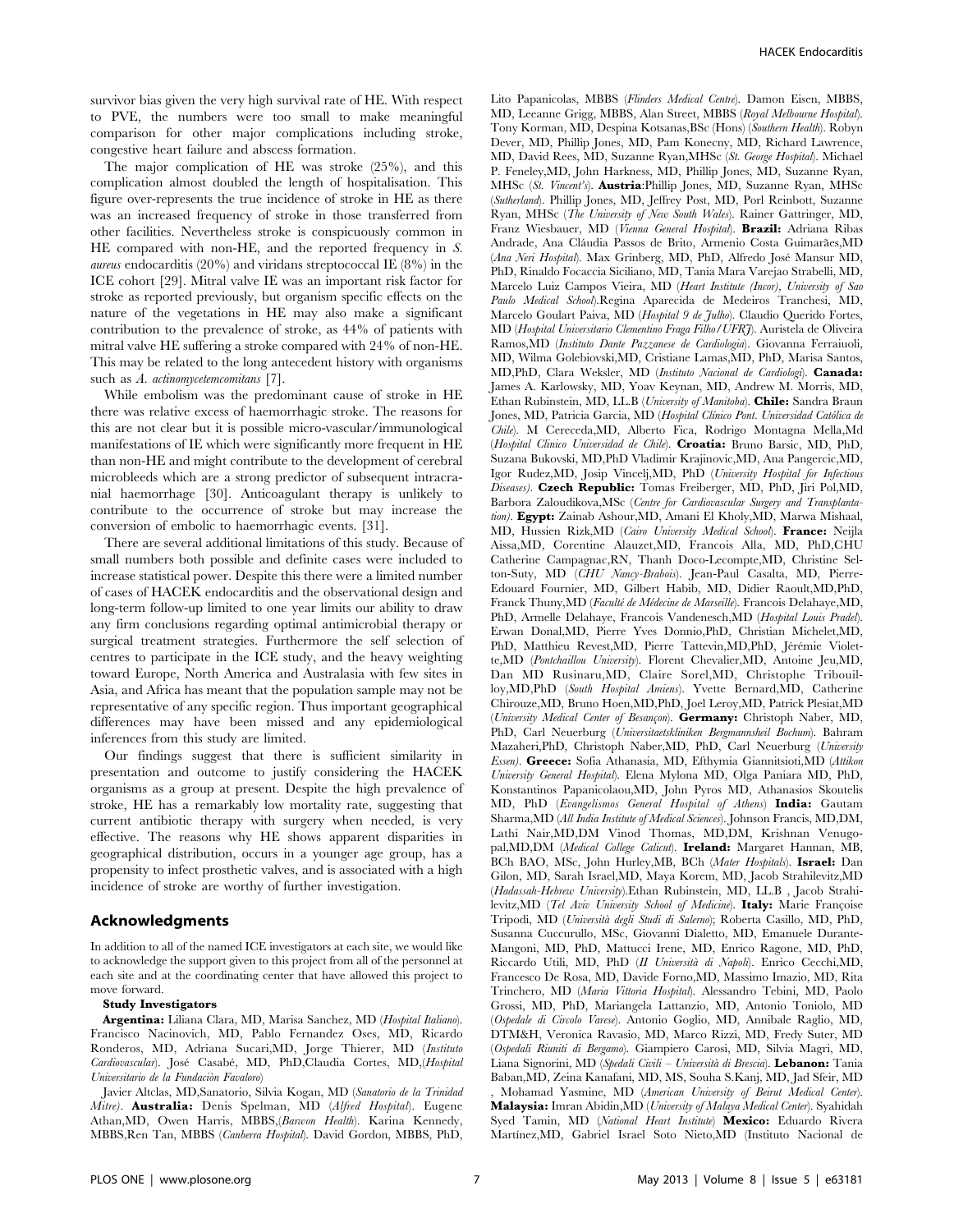survivor bias given the very high survival rate of HE. With respect to PVE, the numbers were too small to make meaningful comparison for other major complications including stroke, congestive heart failure and abscess formation.

The major complication of HE was stroke (25%), and this complication almost doubled the length of hospitalisation. This figure over-represents the true incidence of stroke in HE as there was an increased frequency of stroke in those transferred from other facilities. Nevertheless stroke is conspicuously common in HE compared with non-HE, and the reported frequency in *S. aureus* endocarditis (20%) and viridans streptococcal IE (8%) in the ICE cohort [29]. Mitral valve IE was an important risk factor for stroke as reported previously, but organism specific effects on the nature of the vegetations in HE may also make a significant contribution to the prevalence of stroke, as 44% of patients with mitral valve HE suffering a stroke compared with 24% of non-HE. This may be related to the long antecedent history with organisms such as *A. actinomycetemcomitans* [7].

While embolism was the predominant cause of stroke in HE there was relative excess of haemorrhagic stroke. The reasons for this are not clear but it is possible micro-vascular/immunological manifestations of IE which were significantly more frequent in HE than non-HE and might contribute to the development of cerebral microbleeds which are a strong predictor of subsequent intracranial haemorrhage [30]. Anticoagulant therapy is unlikely to contribute to the occurrence of stroke but may increase the conversion of embolic to haemorrhagic events. [31].

There are several additional limitations of this study. Because of small numbers both possible and definite cases were included to increase statistical power. Despite this there were a limited number of cases of HACEK endocarditis and the observational design and long-term follow-up limited to one year limits our ability to draw any firm conclusions regarding optimal antimicrobial therapy or surgical treatment strategies. Furthermore the self selection of centres to participate in the ICE study, and the heavy weighting toward Europe, North America and Australasia with few sites in Asia, and Africa has meant that the population sample may not be representative of any specific region. Thus important geographical differences may have been missed and any epidemiological inferences from this study are limited.

Our findings suggest that there is sufficient similarity in presentation and outcome to justify considering the HACEK organisms as a group at present. Despite the high prevalence of stroke, HE has a remarkably low mortality rate, suggesting that current antibiotic therapy with surgery when needed, is very effective. The reasons why HE shows apparent disparities in geographical distribution, occurs in a younger age group, has a propensity to infect prosthetic valves, and is associated with a high incidence of stroke are worthy of further investigation.

## Acknowledgments

In addition to all of the named ICE investigators at each site, we would like to acknowledge the support given to this project from all of the personnel at each site and at the coordinating center that have allowed this project to move forward.

#### Study Investigators

**Argentina:** Liliana Clara, MD, Marisa Sanchez, MD (*Hospital Italiano*). Francisco Nacinovich, MD, Pablo Fernandez Oses, MD, Ricardo Ronderos, MD, Adriana Sucari,MD, Jorge Thierer, MD (*Instituto Cardiovascular*). José Casabé, MD, PhD,Claudia Cortes, MD,(*Hospital Universitario de la Fundaciòn Favaloro*)

Javier Altclas, MD,Sanatorio, Silvia Kogan, MD (*Sanatorio de la Trinidad Mitre*). **Australia:** Denis Spelman, MD (*Alfred Hospital*). Eugene Athan,MD, Owen Harris, MBBS,(*Barwon Health*). Karina Kennedy, MBBS,Ren Tan, MBBS (*Canberra Hospital*). David Gordon, MBBS, PhD, Lito Papanicolas, MBBS (*Flinders Medical Centre*). Damon Eisen, MBBS, MD, Leeanne Grigg, MBBS, Alan Street, MBBS (*Royal Melbourne Hospital*). Tony Korman, MD, Despina Kotsanas,BSc (Hons) (*Southern Health*). Robyn Dever, MD, Phillip Jones, MD, Pam Konecny, MD, Richard Lawrence, MD, David Rees, MD, Suzanne Ryan,MHSc (*St. George Hospital*). Michael P. Feneley,MD, John Harkness, MD, Phillip Jones, MD, Suzanne Ryan, MHSc (*St. Vincent's*). **Austria**:Phillip Jones, MD, Suzanne Ryan, MHSc (*Sutherland*). Phillip Jones, MD, Jeffrey Post, MD, Porl Reinbott, Suzanne Ryan, MHSc (*The University of New South Wales*). Rainer Gattringer, MD, Franz Wiesbauer, MD (*Vienna General Hospital*). **Brazil:** Adriana Ribas Andrade, Ana Cláudia Passos de Brito, Armenio Costa Guimarães,MD (*Ana Neri Hospital*). Max Grinberg, MD, PhD, Alfredo José Mansur MD, PhD, Rinaldo Focaccia Siciliano, MD, Tania Mara Varejao Strabelli, MD, Marcelo Luiz Campos Vieira, MD (*Heart Institute (Incor), University of Sao Paulo Medical School*).Regina Aparecida de Medeiros Tranchesi, MD, Marcelo Goulart Paiva, MD (*Hospital 9 de Julho*). Claudio Querido Fortes, MD (*Hospital Universitario Clementino Fraga Filho/UFRJ*). Auristela de Oliveira Ramos,MD (*Instituto Dante Pazzanese de Cardiologia*). Giovanna Ferraiuoli, MD, Wilma Golebiovski,MD, Cristiane Lamas,MD, PhD, Marisa Santos, MD,PhD, Clara Weksler, MD (*Instituto Nacional de Cardiologi*). **Canada:** James A. Karlowsky, MD, Yoav Keynan, MD, Andrew M. Morris, MD, Ethan Rubinstein, MD, LL.B (*University of Manitoba*). **Chile:** Sandra Braun Jones, MD, Patricia Garcia, MD (*Hospital Clínico Pont. Universidad Católica de Chile*). M Cereceda,MD, Alberto Fica, Rodrigo Montagna Mella,Md (*Hospital Clinico Universidad de Chile*). **Croatia:** Bruno Barsic, MD, PhD, Suzana Bukovski, MD,PhD Vladimir Krajinovic,MD, Ana Pangercic,MD, Igor Rudez,MD, Josip Vincelj,MD, PhD (*University Hospital for Infectious Diseases*). **Czech Republic:** Tomas Freiberger, MD, PhD, Jiri Pol,MD, Barbora Zaloudikova,MSc (*Centre for Cardiovascular Surgery and Transplantation*). **Egypt:** Zainab Ashour,MD, Amani El Kholy,MD, Marwa Mishaal, MD, Hussien Rizk,MD (*Cairo University Medical School*). **France:** Neijla Aissa,MD, Corentine Alauzet,MD, Francois Alla, MD, PhD,CHU Catherine Campagnac,RN, Thanh Doco-Lecompte,MD, Christine Selton-Suty, MD (*CHU Nancy-Brabois*). Jean-Paul Casalta, MD, Pierre-Edouard Fournier, MD, Gilbert Habib, MD, Didier Raoult,MD,PhD, Franck Thuny,MD (*Faculté de Médecine de Marseille*). Francois Delahaye,MD, PhD, Armelle Delahaye, Francois Vandenesch,MD (*Hospital Louis Pradel*). Erwan Donal,MD, Pierre Yves Donnio,PhD, Christian Michelet,MD, PhD, Matthieu Revest,MD, Pierre Tattevin,MD,PhD, Jérémie Violette,MD (*Pontchaillou University*). Florent Chevalier,MD, Antoine Jeu,MD, Dan MD Rusinaru,MD, Claire Sorel,MD, Christophe Tribouilloy,MD,PhD (*South Hospital Amiens*). Yvette Bernard,MD, Catherine Chirouze,MD, Bruno Hoen,MD,PhD, Joel Leroy,MD, Patrick Plesiat,MD (*University Medical Center of Besançon*). **Germany:** Christoph Naber, MD, PhD, Carl Neuerburg (*Universitaetskliniken Bergmannsheil Bochum*). Bahram Mazaheri,PhD, Christoph Naber,MD, PhD, Carl Neuerburg (*University Essen*). **Greece:** Sofia Athanasia, MD, Efthymia Giannitsioti,MD (*Attikon University General Hospital*). Elena Mylona MD, Olga Paniara MD, PhD, Konstantinos Papanicolaou,MD, John Pyros MD, Athanasios Skoutelis MD, PhD (*Evangelismos General Hospital of Athens*) **India:** Gautam Sharma,MD (*All India Institute of Medical Sciences*). Johnson Francis, MD,DM, Lathi Nair,MD,DM Vinod Thomas, MD,DM, Krishnan Venugopal,MD,DM (*Medical College Calicut*). **Ireland:** Margaret Hannan, MB, BCh BAO, MSc, John Hurley,MB, BCh (*Mater Hospitals*). **Israel:** Dan Gilon, MD, Sarah Israel,MD, Maya Korem, MD, Jacob Strahilevitz,MD (*Hadassah-Hebrew University*).Ethan Rubinstein, MD, LL.B , Jacob Strahilevitz,MD (*Tel Aviv University School of Medicine*). **Italy:** Marie Françoise Tripodi, MD (*Università degli Studi di Salerno*); Roberta Casillo, MD, PhD, Susanna Cuccurullo, MSc, Giovanni Dialetto, MD, Emanuele Durante-Mangoni, MD, PhD, Mattucci Irene, MD, Enrico Ragone, MD, PhD, Riccardo Utili, MD, PhD (*II Università di Napoli*). Enrico Cecchi,MD, Francesco De Rosa, MD, Davide Forno,MD, Massimo Imazio, MD, Rita Trinchero, MD (*Maria Vittoria Hospital*). Alessandro Tebini, MD, Paolo Grossi, MD, PhD, Mariangela Lattanzio, MD, Antonio Toniolo, MD (*Ospedale di Circolo Varese*). Antonio Goglio, MD, Annibale Raglio, MD, DTM&H, Veronica Ravasio, MD, Marco Rizzi, MD, Fredy Suter, MD (*Ospedali Riuniti di Bergamo*). Giampiero Carosi, MD, Silvia Magri, MD, Liana Signorini, MD (*Spedali Civili – Università di Brescia*). **Lebanon:** Tania Baban,MD, Zeina Kanafani, MD, MS, Souha S.Kanj, MD, Jad Sfeir, MD , Mohamad Yasmine, MD (*American University of Beirut Medical Center*). **Malaysia:** Imran Abidin,MD (*University of Malaya Medical Center*). Syahidah Syed Tamin, MD (*National Heart Institute*) **Mexico:** Eduardo Rivera Martínez,MD, Gabriel Israel Soto Nieto,MD (Instituto Nacional de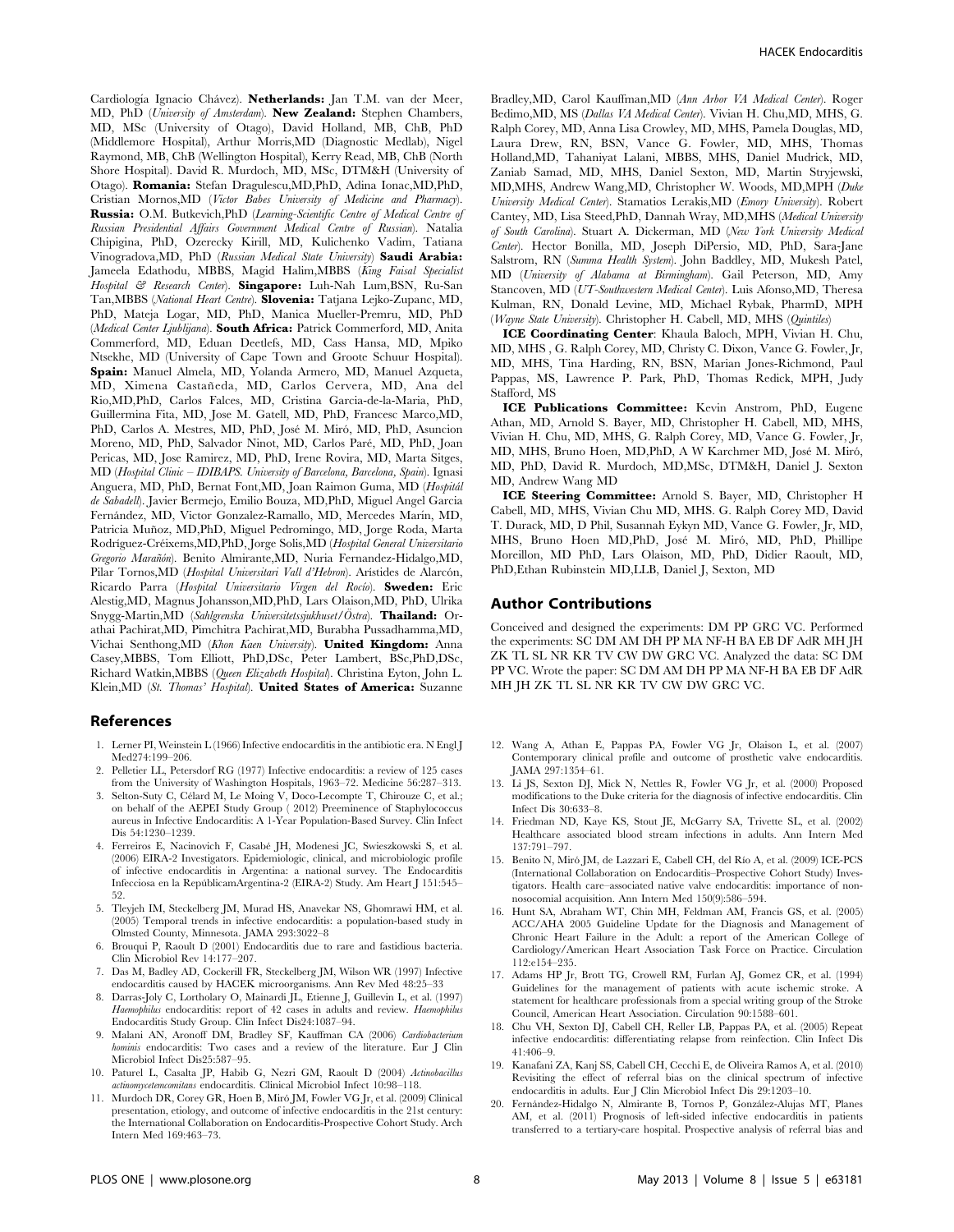Cardiología Ignacio Chávez). **Netherlands:** Jan T.M. van der Meer, MD, PhD (*University of Amsterdam*). **New Zealand:** Stephen Chambers, MD, MSc (University of Otago), David Holland, MB, ChB, PhD (Middlemore Hospital), Arthur Morris,MD (Diagnostic Medlab), Nigel Raymond, MB, ChB (Wellington Hospital), Kerry Read, MB, ChB (North Shore Hospital). David R. Murdoch, MD, MSc, DTM&H (University of Otago). **Romania:** Stefan Dragulescu,MD,PhD, Adina Ionac,MD,PhD, Cristian Mornos,MD (*Victor Babes University of Medicine and Pharmacy*). **Russia:** O.M. Butkevich,PhD (*Learning-Scientific Centre of Medical Centre of Russian Presidential Affairs Government Medical Centre of Russian*). Natalia Chipigina, PhD, Ozerecky Kirill, MD, Kulichenko Vadim, Tatiana Vinogradova,MD, PhD (*Russian Medical State University*) **Saudi Arabia:** Jameela Edathodu, MBBS, Magid Halim,MBBS (*King Faisal Specialist Hospital & Research Center*). **Singapore:** Luh-Nah Lum,BSN, Ru-San Tan,MBBS (*National Heart Centre*). **Slovenia:** Tatjana Lejko-Zupanc, MD, PhD, Mateja Logar, MD, PhD, Manica Mueller-Premru, MD, PhD (*Medical Center Ljublijana*). **South Africa:** Patrick Commerford, MD, Anita Commerford, MD, Eduan Deetlefs, MD, Cass Hansa, MD, Mpiko Ntsekhe, MD (University of Cape Town and Groote Schuur Hospital). **Spain:** Manuel Almela, MD, Yolanda Armero, MD, Manuel Azqueta, MD, Ximena Castañeda, MD, Carlos Cervera, MD, Ana del Rio,MD,PhD, Carlos Falces, MD, Cristina Garcia-de-la-Maria, PhD, Guillermina Fita, MD, Jose M. Gatell, MD, PhD, Francesc Marco,MD, PhD, Carlos A. Mestres, MD, PhD, José M. Miró, MD, PhD, Asuncion Moreno, MD, PhD, Salvador Ninot, MD, Carlos Paré, MD, PhD, Joan Pericas, MD, Jose Ramirez, MD, PhD, Irene Rovira, MD, Marta Sitges, MD (*Hospital Clinic – IDIBAPS. University of Barcelona, Barcelona, Spain*). Ignasi Anguera, MD, PhD, Bernat Font,MD, Joan Raimon Guma, MD (*Hospitál de Sabadell*). Javier Bermejo, Emilio Bouza, MD,PhD, Miguel Angel Garcia Fernández, MD, Victor Gonzalez-Ramallo, MD, Mercedes Marín, MD, Patricia Muñoz, MD,PhD, Miguel Pedromingo, MD, Jorge Roda, Marta Rodríguez-Créixems,MD,PhD, Jorge Solis,MD (*Hospital General Universitario Gregorio Marañón*). Benito Almirante,MD, Nuria Fernandez-Hidalgo,MD, Pilar Tornos,MD (*Hospital Universitari Vall d'Hebron*). Arístides de Alarcón, Ricardo Parra (*Hospital Universitario Virgen del Rocío*). **Sweden:** Eric Alestig,MD, Magnus Johansson,MD,PhD, Lars Olaison,MD, PhD, Ulrika Snygg-Martin,MD (*Sahlgrenska Universitetssjukhuset/Östra*). **Thailand:** Orathai Pachirat,MD, Pimchitra Pachirat,MD, Burabha Pussadhamma,MD, Vichai Senthong,MD (*Khon Kaen University*). **United Kingdom:** Anna Casey,MBBS, Tom Elliott, PhD,DSc, Peter Lambert, BSc,PhD,DSc, Richard Watkin,MBBS (*Queen Elizabeth Hospital*). Christina Eyton, John L. Klein,MD (*St. Thomas' Hospital*). **United States of America:** Suzanne Bradley,MD, Carol Kauffman,MD (*Ann Arbor VA Medical Center*). Roger Bedimo,MD, MS (*Dallas VA Medical Center*). Vivian H. Chu,MD, MHS, G. Ralph Corey, MD, Anna Lisa Crowley, MD, MHS, Pamela Douglas, MD, Laura Drew, RN, BSN, Vance G. Fowler, MD, MHS, Thomas Holland,MD, Tahaniyat Lalani, MBBS, MHS, Daniel Mudrick, MD, Zaniab Samad, MD, MHS, Daniel Sexton, MD, Martin Stryjewski, MD,MHS, Andrew Wang,MD, Christopher W. Woods, MD,MPH (*Duke University Medical Center*). Stamatios Lerakis,MD (*Emory University*). Robert Cantey, MD, Lisa Steed,PhD, Dannah Wray, MD,MHS (*Medical University of South Carolina*). Stuart A. Dickerman, MD (*New York University Medical Center*). Hector Bonilla, MD, Joseph DiPersio, MD, PhD, Sara-Jane Salstrom, RN (*Summa Health System*). John Baddley, MD, Mukesh Patel, MD (*University of Alabama at Birmingham*). Gail Peterson, MD, Amy Stancoven, MD (*UT-Southwestern Medical Center*). Luis Afonso,MD, Theresa Kulman, RN, Donald Levine, MD, Michael Rybak, PharmD, MPH (*Wayne State University*). Christopher H. Cabell, MD, MHS (*Quintiles*)

**ICE Coordinating Center**: Khaula Baloch, MPH, Vivian H. Chu, MD, MHS , G. Ralph Corey, MD, Christy C. Dixon, Vance G. Fowler, Jr, MD, MHS, Tina Harding, RN, BSN, Marian Jones-Richmond, Paul Pappas, MS, Lawrence P. Park, PhD, Thomas Redick, MPH, Judy Stafford, MS

**ICE Publications Committee:** Kevin Anstrom, PhD, Eugene Athan, MD, Arnold S. Bayer, MD, Christopher H. Cabell, MD, MHS, Vivian H. Chu, MD, MHS, G. Ralph Corey, MD, Vance G. Fowler, Jr, MD, MHS, Bruno Hoen, MD,PhD, A W Karchmer MD, José M. Miró, MD, PhD, David R. Murdoch, MD,MSc, DTM&H, Daniel J. Sexton MD, Andrew Wang MD

**ICE Steering Committee:** Arnold S. Bayer, MD, Christopher H Cabell, MD, MHS, Vivian Chu MD, MHS. G. Ralph Corey MD, David T. Durack, MD, D Phil, Susannah Eykyn MD, Vance G. Fowler, Jr, MD, MHS, Bruno Hoen MD,PhD, José M. Miró, MD, PhD, Phillipe Moreillon, MD PhD, Lars Olaison, MD, PhD, Didier Raoult, MD, PhD,Ethan Rubinstein MD,LLB, Daniel J, Sexton, MD

## Author Contributions

Conceived and designed the experiments: DM PP GRC VC. Performed the experiments: SC DM AM DH PP MA NF-H BA EB DF AdR MH JH ZK TL SL NR KR TV CW DW GRC VC. Analyzed the data: SC DM PP VC. Wrote the paper: SC DM AM DH PP MA NF-H BA EB DF AdR MH JH ZK TL SL NR KR TV CW DW GRC VC.

## References

1. Lerner PI, Weinstein L (1966) Infective endocarditis in the antibiotic era. N Engl J Med274:199–206.
2. Pelletier LL, Petersdorf RG (1977) Infective endocarditis: a review of 125 cases from the University of Washington Hospitals, 1963–72. Medicine 56:287–313.
3. Selton-Suty C, Célard M, Le Moing V, Doco-Lecompte T, Chirouze C, et al.; on behalf of the AEPEI Study Group ( 2012) Preeminence of Staphylococcus aureus in Infective Endocarditis: A 1-Year Population-Based Survey. Clin Infect Dis 54:1230–1239.
4. Ferreiros E, Nacinovich F, Casabé JH, Modenesi JC, Swieszkowski S, et al. (2006) EIRA-2 Investigators. Epidemiologic, clinical, and microbiologic profile of infective endocarditis in Argentina: a national survey. The Endocarditis Infecciosa en la RepúblicamArgentina-2 (EIRA-2) Study. Am Heart J 151:545–52.
5. Tleyjeh IM, Steckelberg JM, Murad HS, Anavekar NS, Ghomrawi HM, et al. (2005) Temporal trends in infective endocarditis: a population-based study in Olmsted County, Minnesota. JAMA 293:3022–8
6. Brouqui P, Raoult D (2001) Endocarditis due to rare and fastidious bacteria. Clin Microbiol Rev 14:177–207.
7. Das M, Badley AD, Cockerill FR, Steckelberg JM, Wilson WR (1997) Infective endocarditis caused by HACEK microorganisms. Ann Rev Med 48:25–33
8. Darras-Joly C, Lortholary O, Mainardi JL, Etienne J, Guillevin L, et al. (1997) *Haemophilus* endocarditis: report of 42 cases in adults and review. *Haemophilus* Endocarditis Study Group. Clin Infect Dis24:1087–94.
9. Malani AN, Aronoff DM, Bradley SF, Kauffman CA (2006) *Cardiobacterium hominis* endocarditis: Two cases and a review of the literature. Eur J Clin Microbiol Infect Dis25:587–95.
10. Paturel L, Casalta JP, Habib G, Nezri GM, Raoult D (2004) *Actinobacillus actinomycetemcomitans* endocarditis. Clinical Microbiol Infect 10:98–118.
11. Murdoch DR, Corey GR, Hoen B, Miró JM, Fowler VG Jr, et al. (2009) Clinical presentation, etiology, and outcome of infective endocarditis in the 21st century: the International Collaboration on Endocarditis-Prospective Cohort Study. Arch Intern Med 169:463–73.
12. Wang A, Athan E, Pappas PA, Fowler VG Jr, Olaison L, et al. (2007) Contemporary clinical profile and outcome of prosthetic valve endocarditis. JAMA 297:1354–61.
13. Li JS, Sexton DJ, Mick N, Nettles R, Fowler VG Jr, et al. (2000) Proposed modifications to the Duke criteria for the diagnosis of infective endocarditis. Clin Infect Dis 30:633–8.
14. Friedman ND, Kaye KS, Stout JE, McGarry SA, Trivette SL, et al. (2002) Healthcare associated blood stream infections in adults. Ann Intern Med 137:791–797.
15. Benito N, Miró JM, de Lazzari E, Cabell CH, del Río A, et al. (2009) ICE-PCS (International Collaboration on Endocarditis–Prospective Cohort Study) Investigators. Health care–associated native valve endocarditis: importance of non-nosocomial acquisition. Ann Intern Med 150(9):586–594.
16. Hunt SA, Abraham WT, Chin MH, Feldman AM, Francis GS, et al. (2005) ACC/AHA 2005 Guideline Update for the Diagnosis and Management of Chronic Heart Failure in the Adult: a report of the American College of Cardiology/American Heart Association Task Force on Practice. Circulation 112:e154–235.
17. Adams HP Jr, Brott TG, Crowell RM, Furlan AJ, Gomez CR, et al. (1994) Guidelines for the management of patients with acute ischemic stroke. A statement for healthcare professionals from a special writing group of the Stroke Council, American Heart Association. Circulation 90:1588–601.
18. Chu VH, Sexton DJ, Cabell CH, Reller LB, Pappas PA, et al. (2005) Repeat infective endocarditis: differentiating relapse from reinfection. Clin Infect Dis 41:406–9.
19. Kanafani ZA, Kanj SS, Cabell CH, Cecchi E, de Oliveira Ramos A, et al. (2010) Revisiting the effect of referral bias on the clinical spectrum of infective endocarditis in adults. Eur J Clin Microbiol Infect Dis 29:1203–10.
20. Fernández-Hidalgo N, Almirante B, Tornos P, González-Alujas MT, Planes AM, et al. (2011) Prognosis of left-sided infective endocarditis in patients transferred to a tertiary-care hospital. Prospective analysis of referral bias and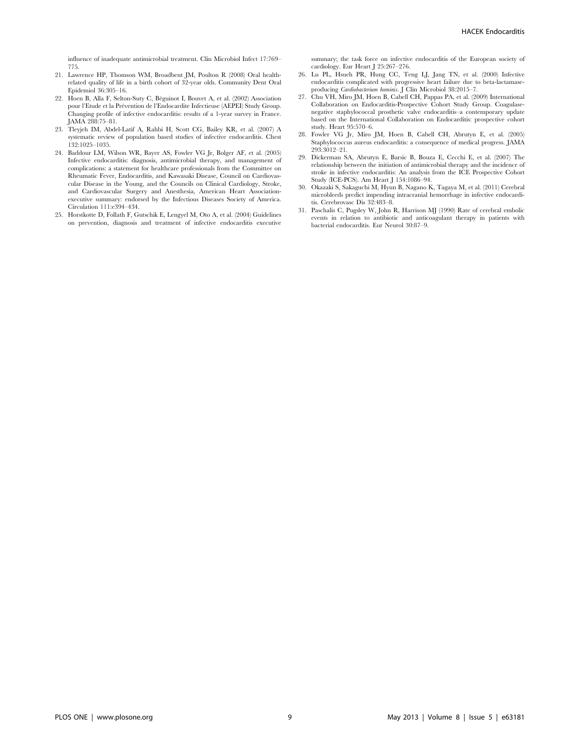influence of inadequate antimicrobial treatment. Clin Microbiol Infect 17:769–775.

21. Lawrence HP, Thomson WM, Broadbent JM, Poulton R (2008) Oral health-related quality of life in a birth cohort of 32-year olds. Community Dent Oral Epidemiol 36:305–16.
22. Hoen B, Alla F, Selton-Suty C, Béguinot I, Bouvet A, et al. (2002) Association pour l'Etude et la Prévention de l'Endocardite Infectieuse (AEPEI) Study Group. Changing profile of infective endocarditis: results of a 1-year survey in France. JAMA 288:75–81.
23. Tleyjeh IM, Abdel-Latif A, Rahbi H, Scott CG, Bailey KR, et al. (2007) A systematic review of population based studies of infective endocarditis. Chest 132:1025–1035.
24. Baddour LM, Wilson WR, Bayer AS, Fowler VG Jr, Bolger AF, et al. (2005) Infective endocarditis: diagnosis, antimicrobial therapy, and management of complications: a statement for healthcare professionals from the Committee on Rheumatic Fever, Endocarditis, and Kawasaki Disease, Council on Cardiovascular Disease in the Young, and the Councils on Clinical Cardiology, Stroke, and Cardiovascular Surgery and Anesthesia, American Heart Association-executive summary: endorsed by the Infectious Diseases Society of America. Circulation 111:e394–434.
25. Horstkotte D, Follath F, Gutschik E, Lengyel M, Oto A, et al. (2004) Guidelines on prevention, diagnosis and treatment of infective endocarditis executive summary; the task force on infective endocarditis of the European society of cardiology. Eur Heart J 25:267–276.
26. Lu PL, Hsueh PR, Hung CC, Teng LJ, Jang TN, et al. (2000) Infective endocarditis complicated with progressive heart failure due to beta-lactamase-producing *Cardiobacterium hominis*. J Clin Microbiol 38:2015–7.
27. Chu VH, Miro JM, Hoen B, Cabell CH, Pappas PA, et al. (2009) International Collaboration on Endocarditis-Prospective Cohort Study Group. Coagulase-negative staphylococcal prosthetic valve endocarditis–a contemporary update based on the International Collaboration on Endocarditis: prospective cohort study. Heart 95:570–6.
28. Fowler VG Jr, Miro JM, Hoen B, Cabell CH, Abrutyn E, et al. (2005) Staphylococcus aureus endocarditis: a consequence of medical progress. JAMA 293:3012–21.
29. Dickerman SA, Abrutyn E, Barsic B, Bouza E, Cecchi E, et al. (2007) The relationship between the initiation of antimicrobial therapy and the incidence of stroke in infective endocarditis: An analysis from the ICE Prospective Cohort Study (ICE-PCS). Am Heart J 154:1086–94.
30. Okazaki S, Sakaguchi M, Hyun B, Nagano K, Tagaya M, et al. (2011) Cerebral microbleeds predict impending intracranial hemorrhage in infective endocarditis. Cerebrovasc Dis 32:483–8.
31. Paschalis C, Pugsley W, John R, Harrison MJ (1990) Rate of cerebral embolic events in relation to antibiotic and anticoagulant therapy in patients with bacterial endocarditis. Eur Neurol 30:87–9.